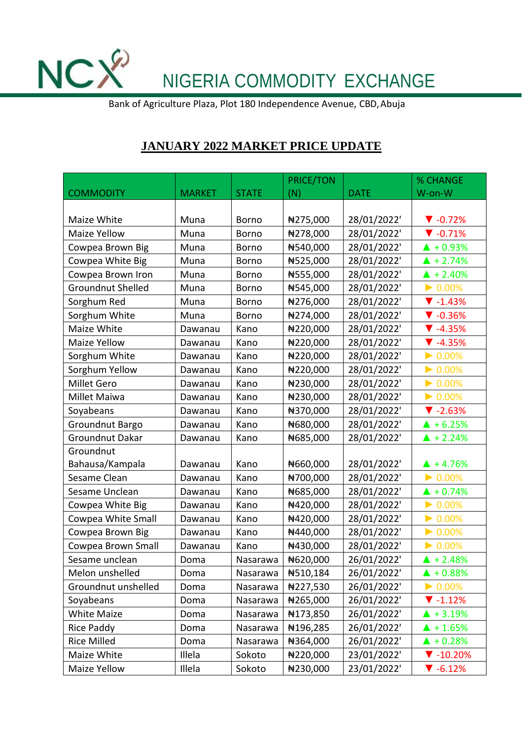NCX

# NIGERIA COMMODITY EXCHANGE

Bank of Agriculture Plaza, Plot 180 Independence Avenue, CBD, Abuja

## JANUARY 2022 MARKET PRICE UPDATE

| COMMODITY | MARKET | STATE | PRICE/TON (N) | DATE | % CHANGE W-on-W |
|---|---|---|---|---|---|
| Maize White | Muna | Borno | ₦275,000 | 28/01/2022' | ▼ -0.72% |
| Maize Yellow | Muna | Borno | ₦278,000 | 28/01/2022' | ▼ -0.71% |
| Cowpea Brown Big | Muna | Borno | ₦540,000 | 28/01/2022' | ▲ + 0.93% |
| Cowpea White Big | Muna | Borno | ₦525,000 | 28/01/2022' | ▲ + 2.74% |
| Cowpea Brown Iron | Muna | Borno | ₦555,000 | 28/01/2022' | ▲ + 2.40% |
| Groundnut Shelled | Muna | Borno | ₦545,000 | 28/01/2022' | ▶ 0.00% |
| Sorghum Red | Muna | Borno | ₦276,000 | 28/01/2022' | ▼ -1.43% |
| Sorghum White | Muna | Borno | ₦274,000 | 28/01/2022' | ▼ -0.36% |
| Maize White | Dawanau | Kano | ₦220,000 | 28/01/2022' | ▼ -4.35% |
| Maize Yellow | Dawanau | Kano | ₦220,000 | 28/01/2022' | ▼ -4.35% |
| Sorghum White | Dawanau | Kano | ₦220,000 | 28/01/2022' | ▶ 0.00% |
| Sorghum Yellow | Dawanau | Kano | ₦220,000 | 28/01/2022' | ▶ 0.00% |
| Millet Gero | Dawanau | Kano | ₦230,000 | 28/01/2022' | ▶ 0.00% |
| Millet Maiwa | Dawanau | Kano | ₦230,000 | 28/01/2022' | ▶ 0.00% |
| Soyabeans | Dawanau | Kano | ₦370,000 | 28/01/2022' | ▼ -2.63% |
| Groundnut Bargo | Dawanau | Kano | ₦680,000 | 28/01/2022' | ▲ + 6.25% |
| Groundnut Dakar | Dawanau | Kano | ₦685,000 | 28/01/2022' | ▲ + 2.24% |
| Groundnut Bahausa/Kampala | Dawanau | Kano | ₦660,000 | 28/01/2022' | ▲ + 4.76% |
| Sesame Clean | Dawanau | Kano | ₦700,000 | 28/01/2022' | ▶ 0.00% |
| Sesame Unclean | Dawanau | Kano | ₦685,000 | 28/01/2022' | ▲ + 0.74% |
| Cowpea White Big | Dawanau | Kano | ₦420,000 | 28/01/2022' | ▶ 0.00% |
| Cowpea White Small | Dawanau | Kano | ₦420,000 | 28/01/2022' | ▶ 0.00% |
| Cowpea Brown Big | Dawanau | Kano | ₦440,000 | 28/01/2022' | ▶ 0.00% |
| Cowpea Brown Small | Dawanau | Kano | ₦430,000 | 28/01/2022' | ▶ 0.00% |
| Sesame unclean | Doma | Nasarawa | ₦620,000 | 26/01/2022' | ▲ + 2.48% |
| Melon unshelled | Doma | Nasarawa | ₦510,184 | 26/01/2022' | ▲ + 0.88% |
| Groundnut unshelled | Doma | Nasarawa | ₦227,530 | 26/01/2022' | ▶ 0.00% |
| Soyabeans | Doma | Nasarawa | ₦265,000 | 26/01/2022' | ▼ -1.12% |
| White Maize | Doma | Nasarawa | ₦173,850 | 26/01/2022' | ▲ + 3.19% |
| Rice Paddy | Doma | Nasarawa | ₦196,285 | 26/01/2022' | ▲ + 1.65% |
| Rice Milled | Doma | Nasarawa | ₦364,000 | 26/01/2022' | ▲ + 0.28% |
| Maize White | Illela | Sokoto | ₦220,000 | 23/01/2022' | ▼ -10.20% |
| Maize Yellow | Illela | Sokoto | ₦230,000 | 23/01/2022' | ▼ -6.12% |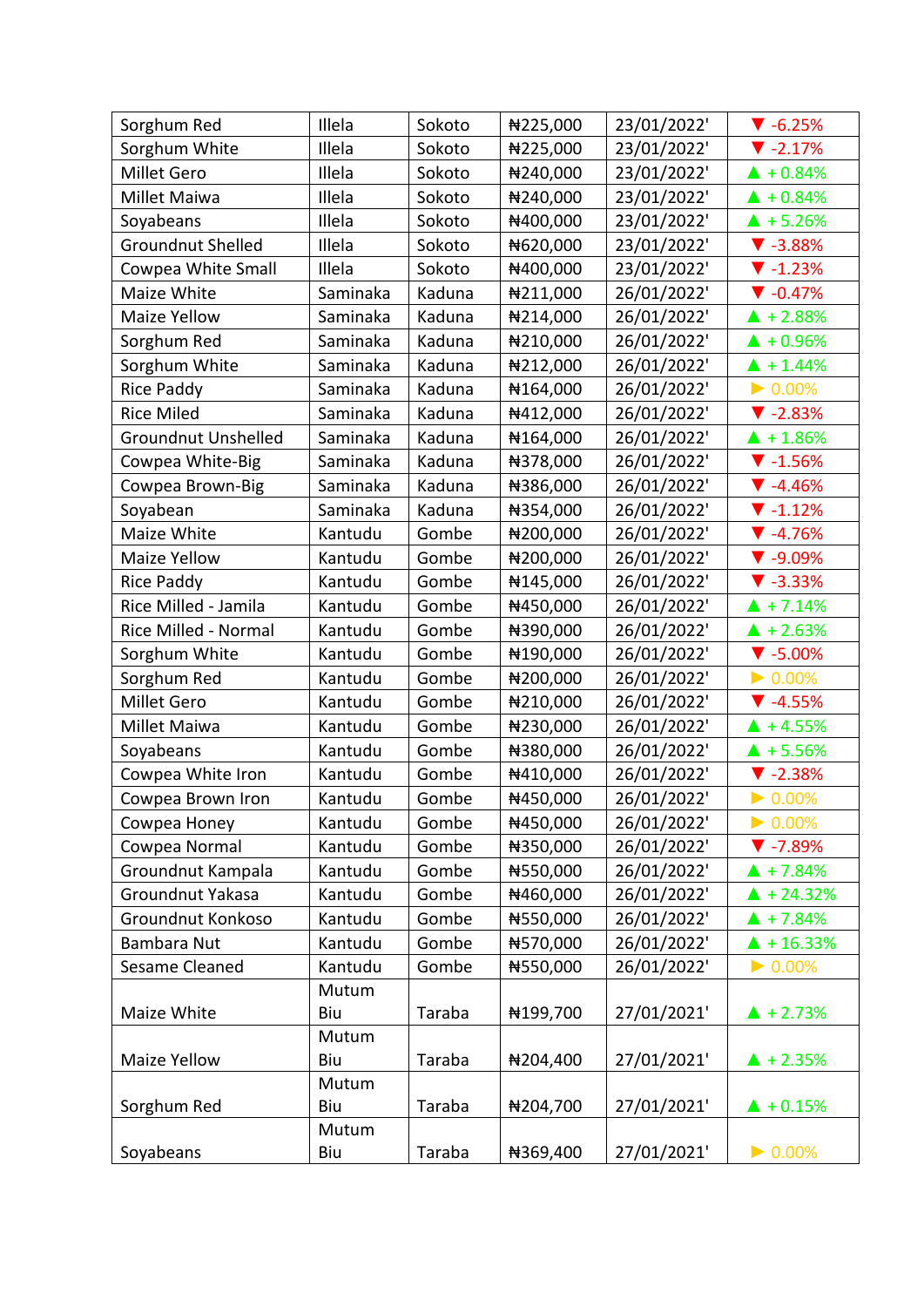| | | | | | |
|---|---|---|---|---|---|
| Sorghum Red | Illela | Sokoto | ₦225,000 | 23/01/2022' | ▼ -6.25% |
| Sorghum White | Illela | Sokoto | ₦225,000 | 23/01/2022' | ▼ -2.17% |
| Millet Gero | Illela | Sokoto | ₦240,000 | 23/01/2022' | ▲ + 0.84% |
| Millet Maiwa | Illela | Sokoto | ₦240,000 | 23/01/2022' | ▲ + 0.84% |
| Soyabeans | Illela | Sokoto | ₦400,000 | 23/01/2022' | ▲ + 5.26% |
| Groundnut Shelled | Illela | Sokoto | ₦620,000 | 23/01/2022' | ▼ -3.88% |
| Cowpea White Small | Illela | Sokoto | ₦400,000 | 23/01/2022' | ▼ -1.23% |
| Maize White | Saminaka | Kaduna | ₦211,000 | 26/01/2022' | ▼ -0.47% |
| Maize Yellow | Saminaka | Kaduna | ₦214,000 | 26/01/2022' | ▲ + 2.88% |
| Sorghum Red | Saminaka | Kaduna | ₦210,000 | 26/01/2022' | ▲ + 0.96% |
| Sorghum White | Saminaka | Kaduna | ₦212,000 | 26/01/2022' | ▲ + 1.44% |
| Rice Paddy | Saminaka | Kaduna | ₦164,000 | 26/01/2022' | ▶ 0.00% |
| Rice Miled | Saminaka | Kaduna | ₦412,000 | 26/01/2022' | ▼ -2.83% |
| Groundnut Unshelled | Saminaka | Kaduna | ₦164,000 | 26/01/2022' | ▲ + 1.86% |
| Cowpea White-Big | Saminaka | Kaduna | ₦378,000 | 26/01/2022' | ▼ -1.56% |
| Cowpea Brown-Big | Saminaka | Kaduna | ₦386,000 | 26/01/2022' | ▼ -4.46% |
| Soyabean | Saminaka | Kaduna | ₦354,000 | 26/01/2022' | ▼ -1.12% |
| Maize White | Kantudu | Gombe | ₦200,000 | 26/01/2022' | ▼ -4.76% |
| Maize Yellow | Kantudu | Gombe | ₦200,000 | 26/01/2022' | ▼ -9.09% |
| Rice Paddy | Kantudu | Gombe | ₦145,000 | 26/01/2022' | ▼ -3.33% |
| Rice Milled - Jamila | Kantudu | Gombe | ₦450,000 | 26/01/2022' | ▲ + 7.14% |
| Rice Milled - Normal | Kantudu | Gombe | ₦390,000 | 26/01/2022' | ▲ + 2.63% |
| Sorghum White | Kantudu | Gombe | ₦190,000 | 26/01/2022' | ▼ -5.00% |
| Sorghum Red | Kantudu | Gombe | ₦200,000 | 26/01/2022' | ▶ 0.00% |
| Millet Gero | Kantudu | Gombe | ₦210,000 | 26/01/2022' | ▼ -4.55% |
| Millet Maiwa | Kantudu | Gombe | ₦230,000 | 26/01/2022' | ▲ + 4.55% |
| Soyabeans | Kantudu | Gombe | ₦380,000 | 26/01/2022' | ▲ + 5.56% |
| Cowpea White Iron | Kantudu | Gombe | ₦410,000 | 26/01/2022' | ▼ -2.38% |
| Cowpea Brown Iron | Kantudu | Gombe | ₦450,000 | 26/01/2022' | ▶ 0.00% |
| Cowpea Honey | Kantudu | Gombe | ₦450,000 | 26/01/2022' | ▶ 0.00% |
| Cowpea Normal | Kantudu | Gombe | ₦350,000 | 26/01/2022' | ▼ -7.89% |
| Groundnut Kampala | Kantudu | Gombe | ₦550,000 | 26/01/2022' | ▲ + 7.84% |
| Groundnut Yakasa | Kantudu | Gombe | ₦460,000 | 26/01/2022' | ▲ + 24.32% |
| Groundnut Konkoso | Kantudu | Gombe | ₦550,000 | 26/01/2022' | ▲ + 7.84% |
| Bambara Nut | Kantudu | Gombe | ₦570,000 | 26/01/2022' | ▲ + 16.33% |
| Sesame Cleaned | Kantudu | Gombe | ₦550,000 | 26/01/2022' | ▶ 0.00% |
| Maize White | Mutum Biu | Taraba | ₦199,700 | 27/01/2021' | ▲ + 2.73% |
| Maize Yellow | Mutum Biu | Taraba | ₦204,400 | 27/01/2021' | ▲ + 2.35% |
| Sorghum Red | Mutum Biu | Taraba | ₦204,700 | 27/01/2021' | ▲ + 0.15% |
| Soyabeans | Mutum Biu | Taraba | ₦369,400 | 27/01/2021' | ▶ 0.00% |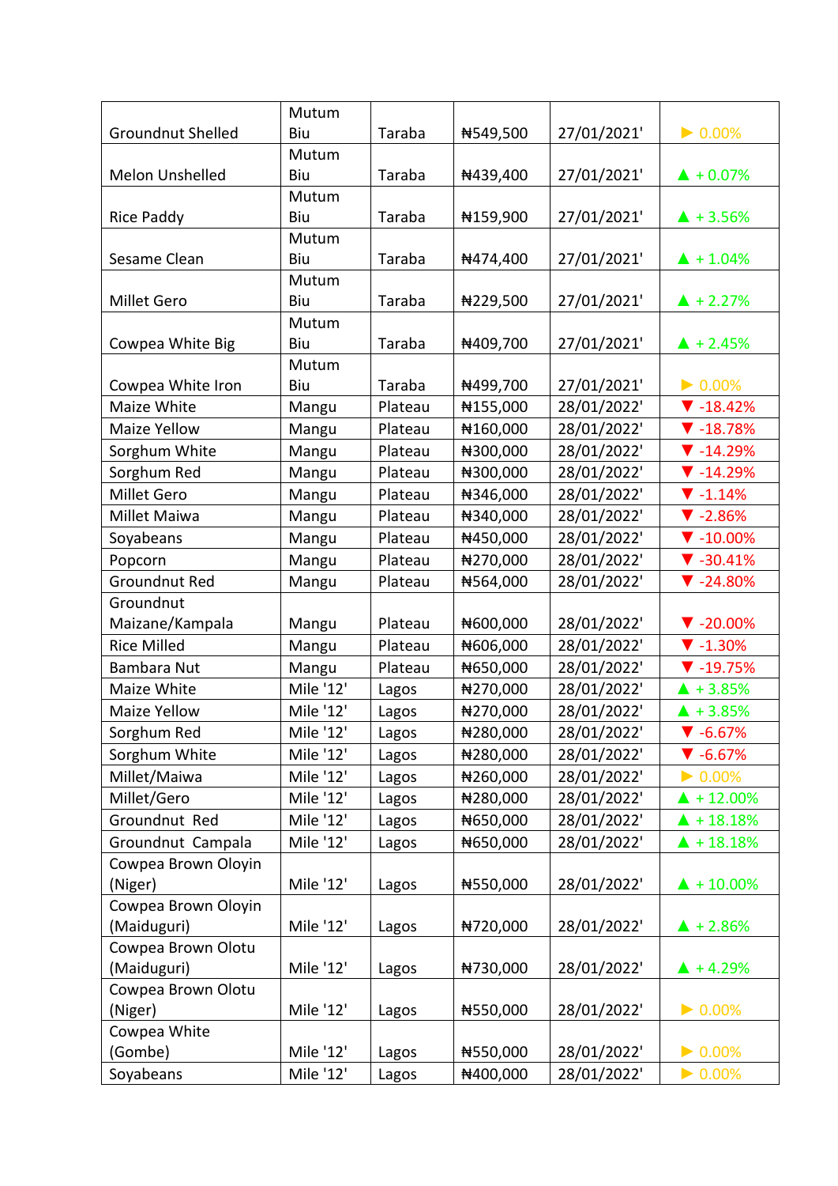| Groundnut Shelled | Mutum Biu | Taraba | ₦549,500 | 27/01/2021' | ► 0.00% |
|---|---|---|---|---|---|
| Melon Unshelled | Mutum Biu | Taraba | ₦439,400 | 27/01/2021' | ▲ + 0.07% |
| Rice Paddy | Mutum Biu | Taraba | ₦159,900 | 27/01/2021' | ▲ + 3.56% |
| Sesame Clean | Mutum Biu | Taraba | ₦474,400 | 27/01/2021' | ▲ + 1.04% |
| Millet Gero | Mutum Biu | Taraba | ₦229,500 | 27/01/2021' | ▲ + 2.27% |
| Cowpea White Big | Mutum Biu | Taraba | ₦409,700 | 27/01/2021' | ▲ + 2.45% |
| Cowpea White Iron | Mutum Biu | Taraba | ₦499,700 | 27/01/2021' | ► 0.00% |
| Maize White | Mangu | Plateau | ₦155,000 | 28/01/2022' | ▼ -18.42% |
| Maize Yellow | Mangu | Plateau | ₦160,000 | 28/01/2022' | ▼ -18.78% |
| Sorghum White | Mangu | Plateau | ₦300,000 | 28/01/2022' | ▼ -14.29% |
| Sorghum Red | Mangu | Plateau | ₦300,000 | 28/01/2022' | ▼ -14.29% |
| Millet Gero | Mangu | Plateau | ₦346,000 | 28/01/2022' | ▼ -1.14% |
| Millet Maiwa | Mangu | Plateau | ₦340,000 | 28/01/2022' | ▼ -2.86% |
| Soyabeans | Mangu | Plateau | ₦450,000 | 28/01/2022' | ▼ -10.00% |
| Popcorn | Mangu | Plateau | ₦270,000 | 28/01/2022' | ▼ -30.41% |
| Groundnut Red | Mangu | Plateau | ₦564,000 | 28/01/2022' | ▼ -24.80% |
| Groundnut Maizane/Kampala | Mangu | Plateau | ₦600,000 | 28/01/2022' | ▼ -20.00% |
| Rice Milled | Mangu | Plateau | ₦606,000 | 28/01/2022' | ▼ -1.30% |
| Bambara Nut | Mangu | Plateau | ₦650,000 | 28/01/2022' | ▼ -19.75% |
| Maize White | Mile '12' | Lagos | ₦270,000 | 28/01/2022' | ▲ + 3.85% |
| Maize Yellow | Mile '12' | Lagos | ₦270,000 | 28/01/2022' | ▲ + 3.85% |
| Sorghum Red | Mile '12' | Lagos | ₦280,000 | 28/01/2022' | ▼ -6.67% |
| Sorghum White | Mile '12' | Lagos | ₦280,000 | 28/01/2022' | ▼ -6.67% |
| Millet/Maiwa | Mile '12' | Lagos | ₦260,000 | 28/01/2022' | ► 0.00% |
| Millet/Gero | Mile '12' | Lagos | ₦280,000 | 28/01/2022' | ▲ + 12.00% |
| Groundnut Red | Mile '12' | Lagos | ₦650,000 | 28/01/2022' | ▲ + 18.18% |
| Groundnut Campala | Mile '12' | Lagos | ₦650,000 | 28/01/2022' | ▲ + 18.18% |
| Cowpea Brown Oloyin (Niger) | Mile '12' | Lagos | ₦550,000 | 28/01/2022' | ▲ + 10.00% |
| Cowpea Brown Oloyin (Maiduguri) | Mile '12' | Lagos | ₦720,000 | 28/01/2022' | ▲ + 2.86% |
| Cowpea Brown Olotu (Maiduguri) | Mile '12' | Lagos | ₦730,000 | 28/01/2022' | ▲ + 4.29% |
| Cowpea Brown Olotu (Niger) | Mile '12' | Lagos | ₦550,000 | 28/01/2022' | ► 0.00% |
| Cowpea White (Gombe) | Mile '12' | Lagos | ₦550,000 | 28/01/2022' | ► 0.00% |
| Soyabeans | Mile '12' | Lagos | ₦400,000 | 28/01/2022' | ► 0.00% |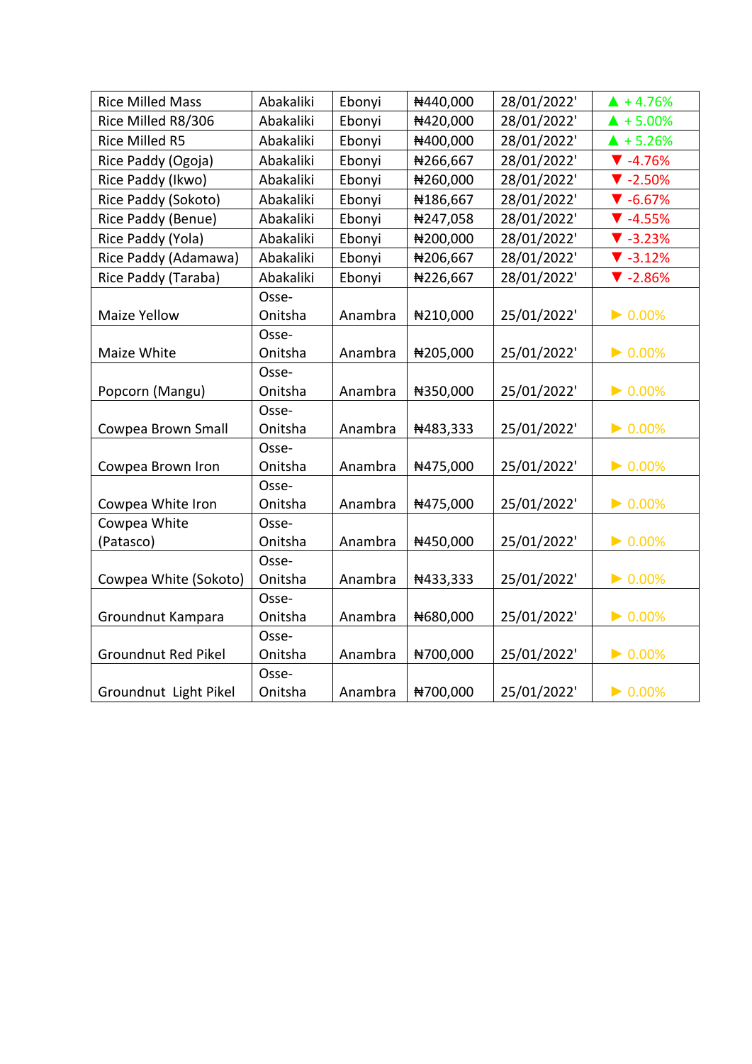| | | | | | |
|---|---|---|---|---|---|
| Rice Milled Mass | Abakaliki | Ebonyi | ₦440,000 | 28/01/2022' | ▲ + 4.76% |
| Rice Milled R8/306 | Abakaliki | Ebonyi | ₦420,000 | 28/01/2022' | ▲ + 5.00% |
| Rice Milled R5 | Abakaliki | Ebonyi | ₦400,000 | 28/01/2022' | ▲ + 5.26% |
| Rice Paddy (Ogoja) | Abakaliki | Ebonyi | ₦266,667 | 28/01/2022' | ▼ -4.76% |
| Rice Paddy (Ikwo) | Abakaliki | Ebonyi | ₦260,000 | 28/01/2022' | ▼ -2.50% |
| Rice Paddy (Sokoto) | Abakaliki | Ebonyi | ₦186,667 | 28/01/2022' | ▼ -6.67% |
| Rice Paddy (Benue) | Abakaliki | Ebonyi | ₦247,058 | 28/01/2022' | ▼ -4.55% |
| Rice Paddy (Yola) | Abakaliki | Ebonyi | ₦200,000 | 28/01/2022' | ▼ -3.23% |
| Rice Paddy (Adamawa) | Abakaliki | Ebonyi | ₦206,667 | 28/01/2022' | ▼ -3.12% |
| Rice Paddy (Taraba) | Abakaliki | Ebonyi | ₦226,667 | 28/01/2022' | ▼ -2.86% |
| Maize Yellow | Osse-Onitsha | Anambra | ₦210,000 | 25/01/2022' | ▶ 0.00% |
| Maize White | Osse-Onitsha | Anambra | ₦205,000 | 25/01/2022' | ▶ 0.00% |
| Popcorn (Mangu) | Osse-Onitsha | Anambra | ₦350,000 | 25/01/2022' | ▶ 0.00% |
| Cowpea Brown Small | Osse-Onitsha | Anambra | ₦483,333 | 25/01/2022' | ▶ 0.00% |
| Cowpea Brown Iron | Osse-Onitsha | Anambra | ₦475,000 | 25/01/2022' | ▶ 0.00% |
| Cowpea White Iron | Osse-Onitsha | Anambra | ₦475,000 | 25/01/2022' | ▶ 0.00% |
| Cowpea White (Patasco) | Osse-Onitsha | Anambra | ₦450,000 | 25/01/2022' | ▶ 0.00% |
| Cowpea White (Sokoto) | Osse-Onitsha | Anambra | ₦433,333 | 25/01/2022' | ▶ 0.00% |
| Groundnut Kampara | Osse-Onitsha | Anambra | ₦680,000 | 25/01/2022' | ▶ 0.00% |
| Groundnut Red Pikel | Osse-Onitsha | Anambra | ₦700,000 | 25/01/2022' | ▶ 0.00% |
| Groundnut Light Pikel | Osse-Onitsha | Anambra | ₦700,000 | 25/01/2022' | ▶ 0.00% |